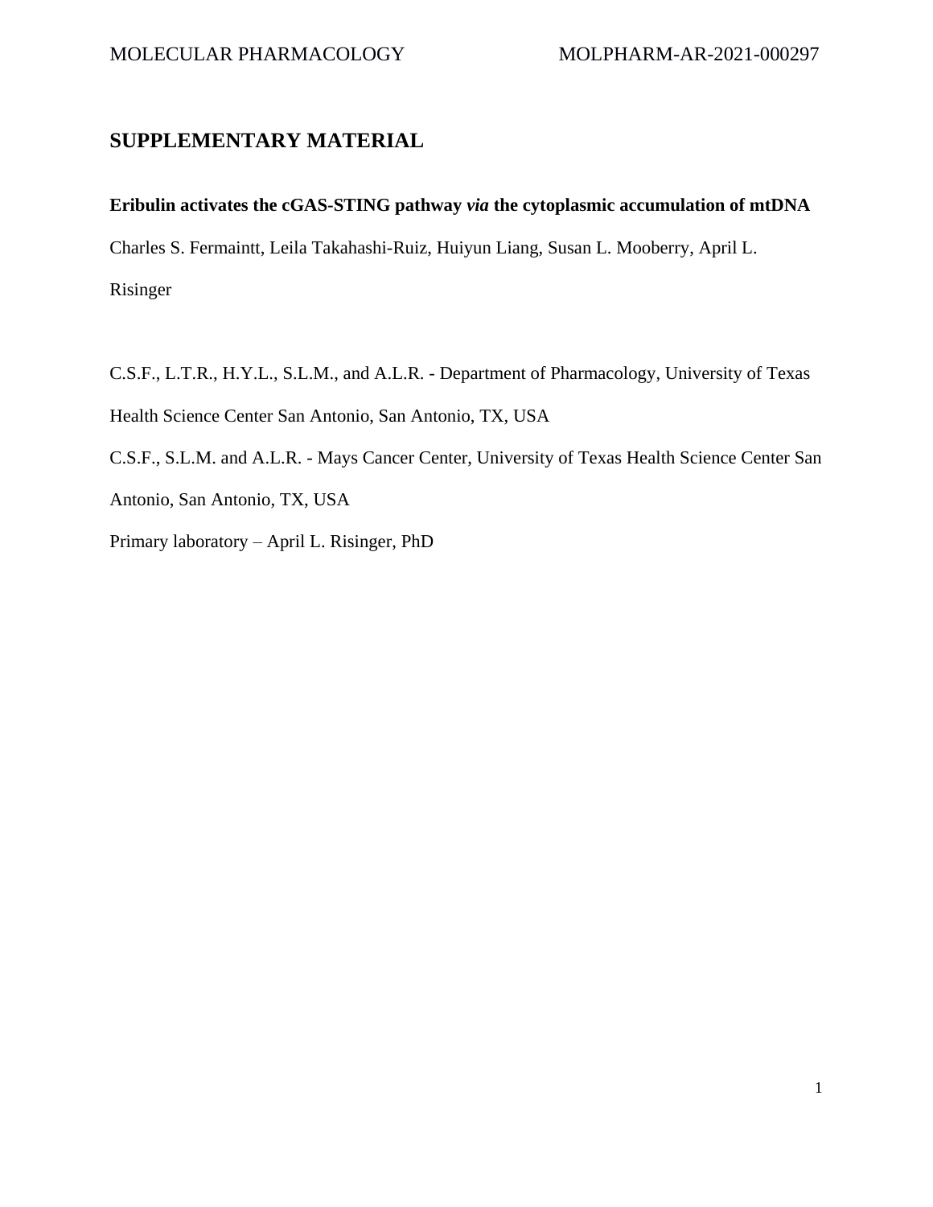## SUPPLEMENTARY MATERIAL

**Eribulin activates the cGAS-STING pathway *via* the cytoplasmic accumulation of mtDNA**

Charles S. Fermaintt, Leila Takahashi-Ruiz, Huiyun Liang, Susan L. Mooberry, April L. Risinger

C.S.F., L.T.R., H.Y.L., S.L.M., and A.L.R. - Department of Pharmacology, University of Texas Health Science Center San Antonio, San Antonio, TX, USA

C.S.F., S.L.M. and A.L.R. - Mays Cancer Center, University of Texas Health Science Center San Antonio, San Antonio, TX, USA

Primary laboratory – April L. Risinger, PhD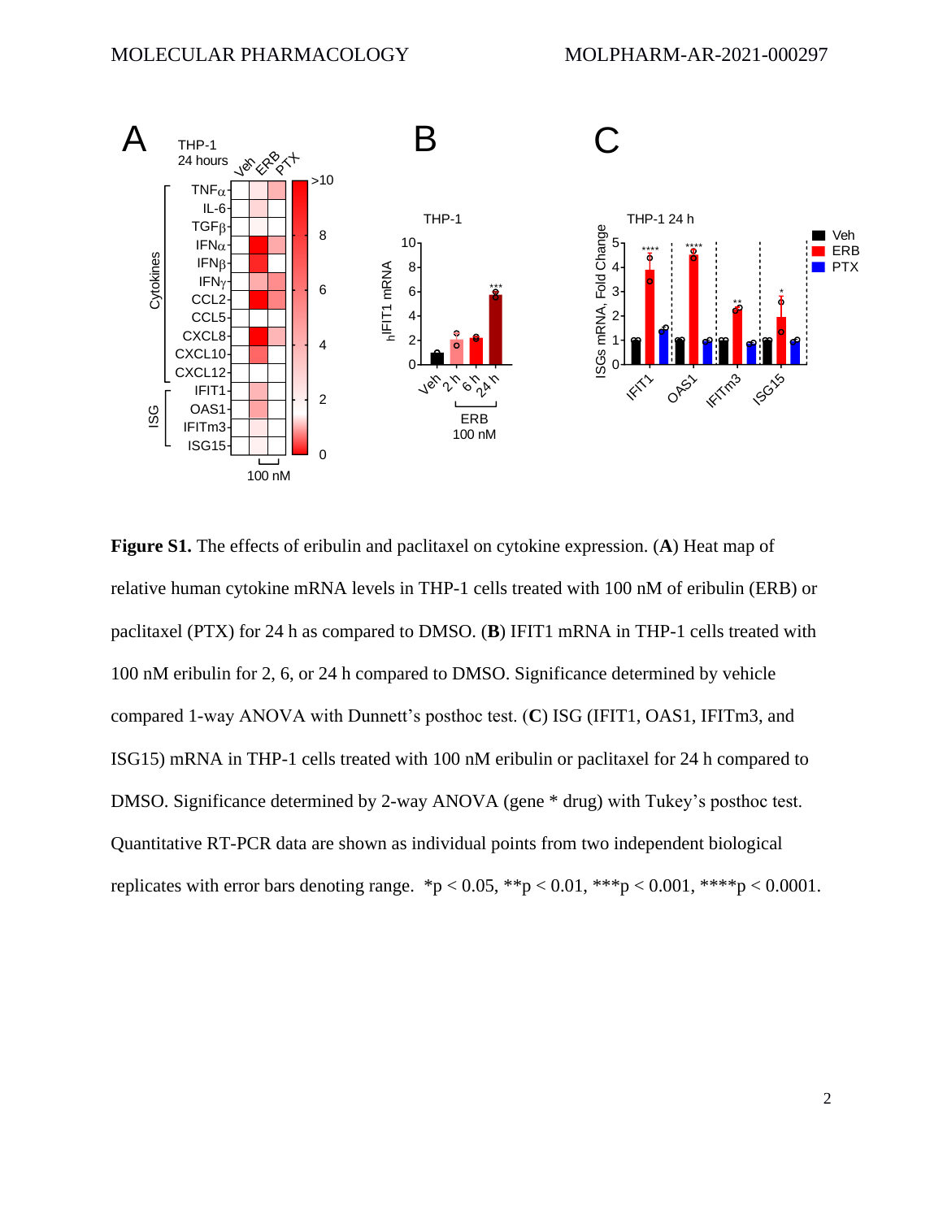**Figure S1.** The effects of eribulin and paclitaxel on cytokine expression. (**A**) Heat map of relative human cytokine mRNA levels in THP-1 cells treated with 100 nM of eribulin (ERB) or paclitaxel (PTX) for 24 h as compared to DMSO. (**B**) IFIT1 mRNA in THP-1 cells treated with 100 nM eribulin for 2, 6, or 24 h compared to DMSO. Significance determined by vehicle compared 1-way ANOVA with Dunnett's posthoc test. (**C**) ISG (IFIT1, OAS1, IFITm3, and ISG15) mRNA in THP-1 cells treated with 100 nM eribulin or paclitaxel for 24 h compared to DMSO. Significance determined by 2-way ANOVA (gene * drug) with Tukey's posthoc test. Quantitative RT-PCR data are shown as individual points from two independent biological replicates with error bars denoting range. *$p < 0.05$, **$p < 0.01$, ***$p < 0.001$, ****$p < 0.0001$.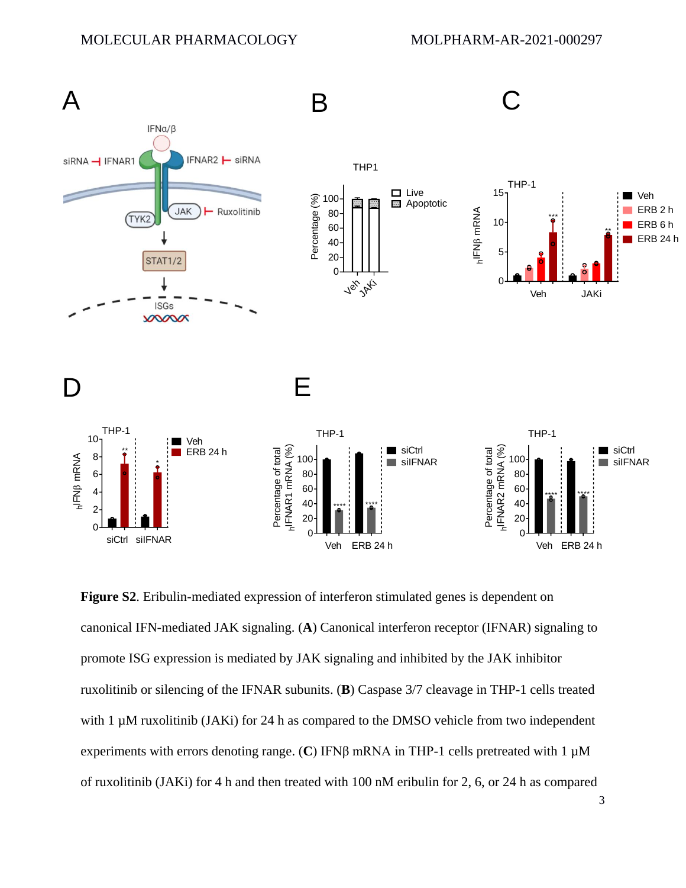**Figure S2**. Eribulin-mediated expression of interferon stimulated genes is dependent on canonical IFN-mediated JAK signaling. (**A**) Canonical interferon receptor (IFNAR) signaling to promote ISG expression is mediated by JAK signaling and inhibited by the JAK inhibitor ruxolitinib or silencing of the IFNAR subunits. (**B**) Caspase 3/7 cleavage in THP-1 cells treated with 1 μM ruxolitinib (JAKi) for 24 h as compared to the DMSO vehicle from two independent experiments with errors denoting range. (**C**) IFNβ mRNA in THP-1 cells pretreated with 1 μM of ruxolitinib (JAKi) for 4 h and then treated with 100 nM eribulin for 2, 6, or 24 h as compared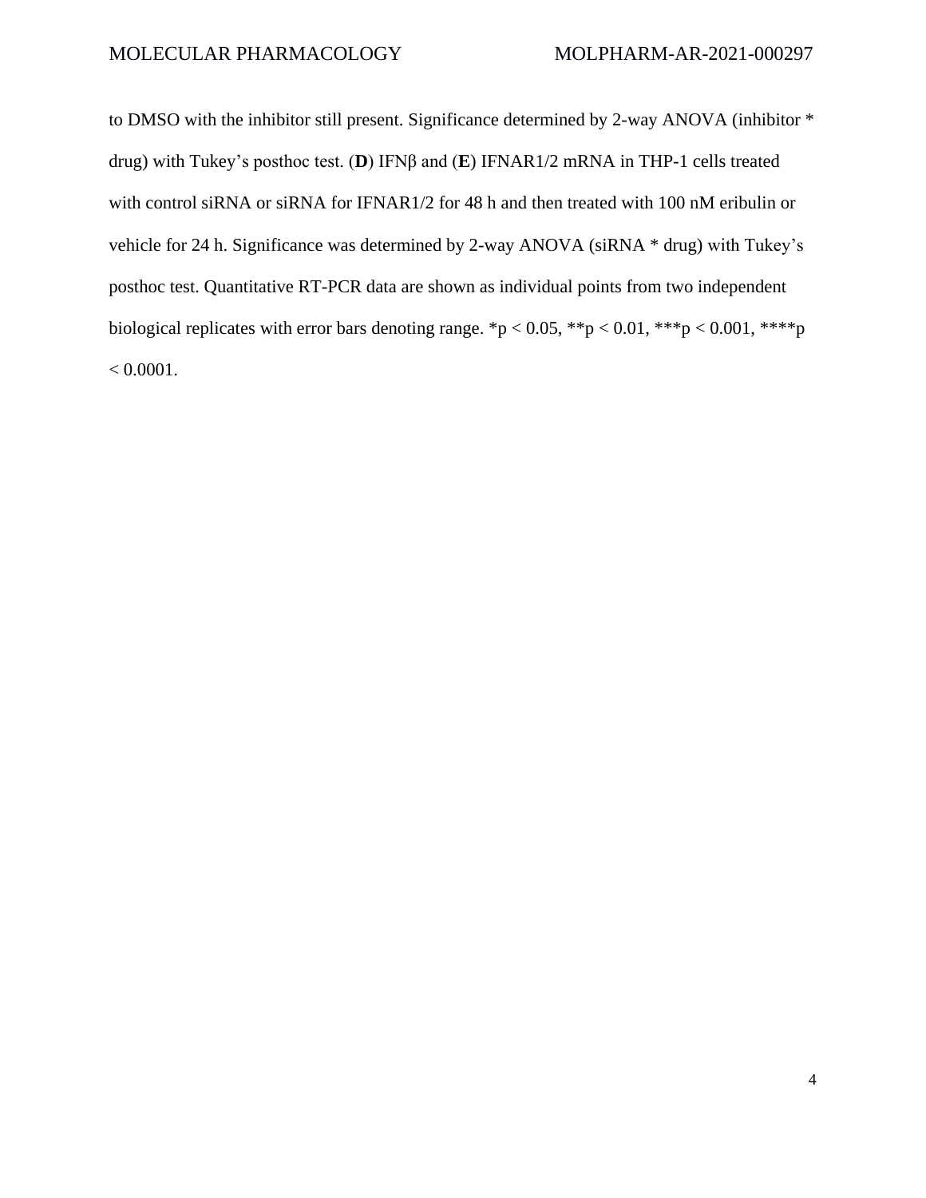to DMSO with the inhibitor still present. Significance determined by 2-way ANOVA (inhibitor * drug) with Tukey's posthoc test. (**D**) IFNβ and (**E**) IFNAR1/2 mRNA in THP-1 cells treated with control siRNA or siRNA for IFNAR1/2 for 48 h and then treated with 100 nM eribulin or vehicle for 24 h. Significance was determined by 2-way ANOVA (siRNA * drug) with Tukey's posthoc test. Quantitative RT-PCR data are shown as individual points from two independent biological replicates with error bars denoting range. *$p < 0.05$, **$p < 0.01$, ***$p < 0.001$, ****$p < 0.0001$.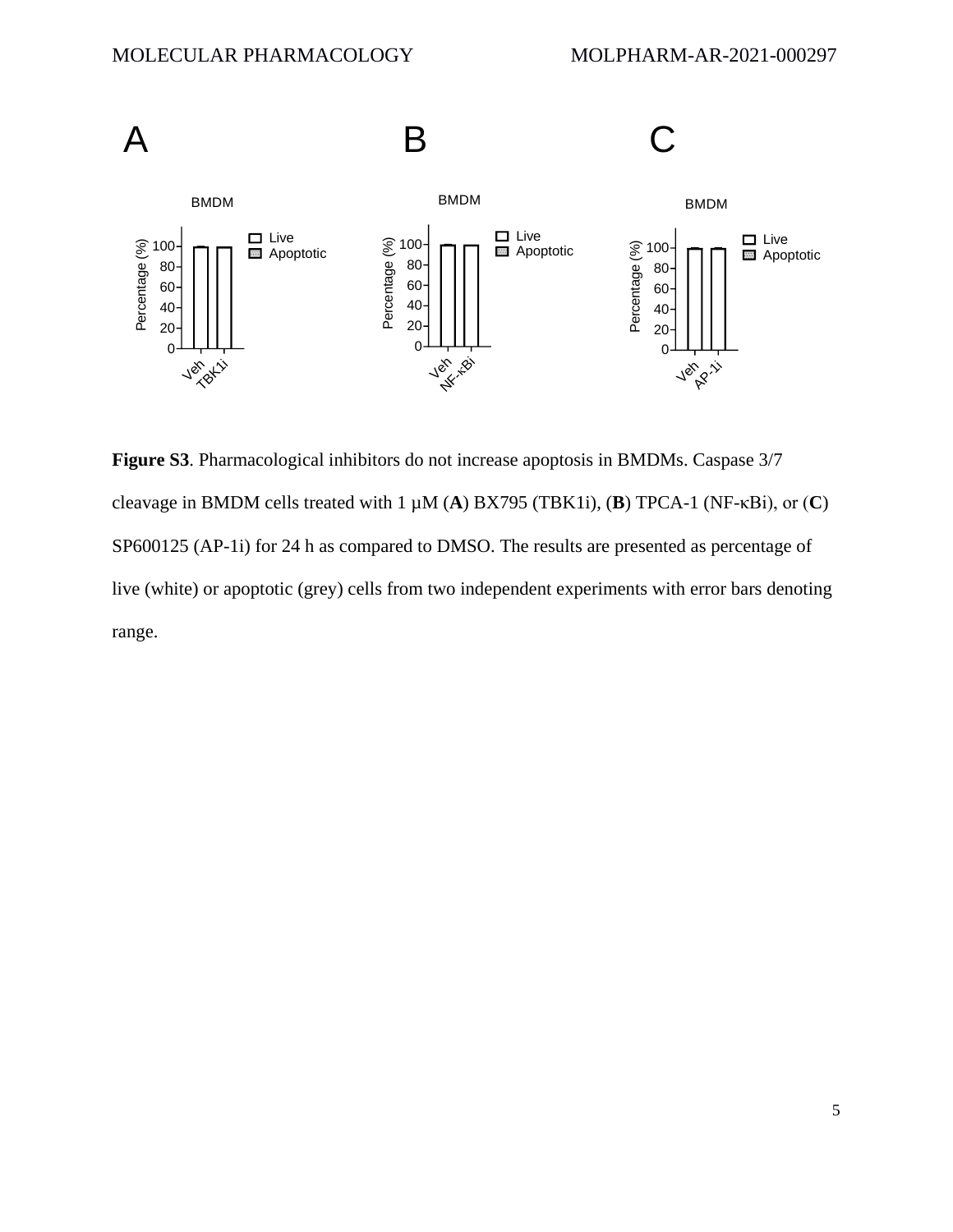**Figure S3**. Pharmacological inhibitors do not increase apoptosis in BMDMs. Caspase 3/7 cleavage in BMDM cells treated with 1 µM (**A**) BX795 (TBK1i), (**B**) TPCA-1 (NF-κBi), or (**C**) SP600125 (AP-1i) for 24 h as compared to DMSO. The results are presented as percentage of live (white) or apoptotic (grey) cells from two independent experiments with error bars denoting range.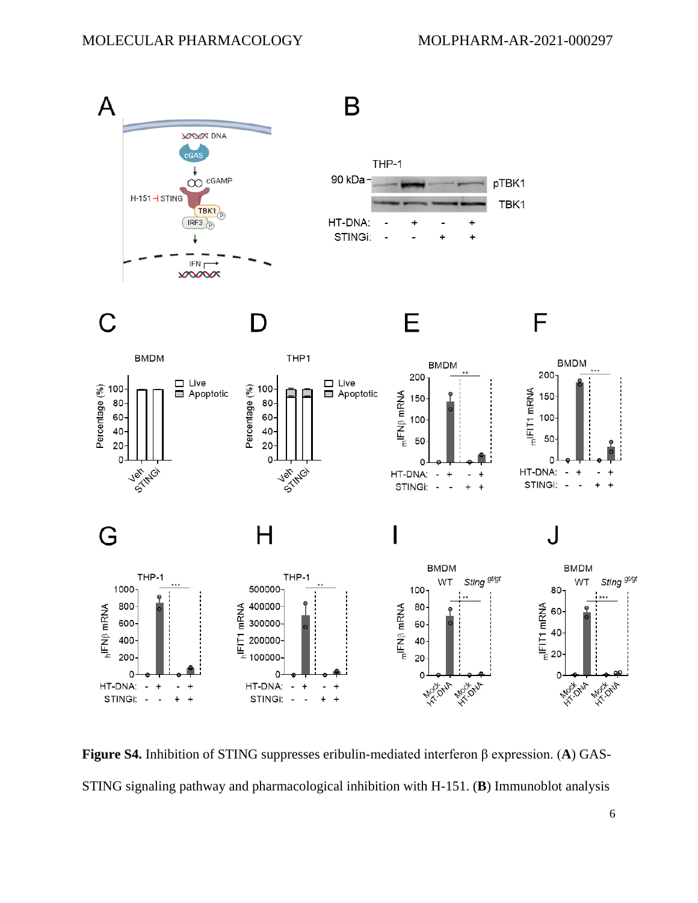**Figure S4.** Inhibition of STING suppresses eribulin-mediated interferon β expression. (**A**) GAS-STING signaling pathway and pharmacological inhibition with H-151. (**B**) Immunoblot analysis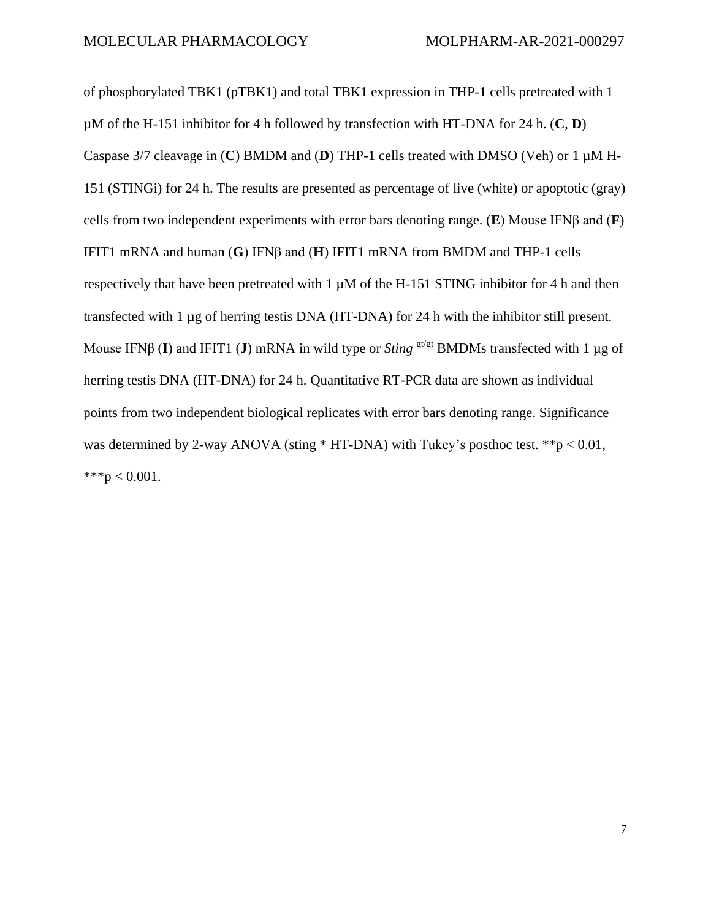of phosphorylated TBK1 (pTBK1) and total TBK1 expression in THP-1 cells pretreated with 1 µM of the H-151 inhibitor for 4 h followed by transfection with HT-DNA for 24 h. (**C**, **D**) Caspase 3/7 cleavage in (**C**) BMDM and (**D**) THP-1 cells treated with DMSO (Veh) or 1 µM H-151 (STINGi) for 24 h. The results are presented as percentage of live (white) or apoptotic (gray) cells from two independent experiments with error bars denoting range. (**E**) Mouse IFNβ and (**F**) IFIT1 mRNA and human (**G**) IFNβ and (**H**) IFIT1 mRNA from BMDM and THP-1 cells respectively that have been pretreated with 1 µM of the H-151 STING inhibitor for 4 h and then transfected with 1 µg of herring testis DNA (HT-DNA) for 24 h with the inhibitor still present. Mouse IFNβ (**I**) and IFIT1 (**J**) mRNA in wild type or *Sting* $^{gt/gt}$ BMDMs transfected with 1 µg of herring testis DNA (HT-DNA) for 24 h. Quantitative RT-PCR data are shown as individual points from two independent biological replicates with error bars denoting range. Significance was determined by 2-way ANOVA (sting * HT-DNA) with Tukey's posthoc test. **$p < 0.01$, ***$p < 0.001$.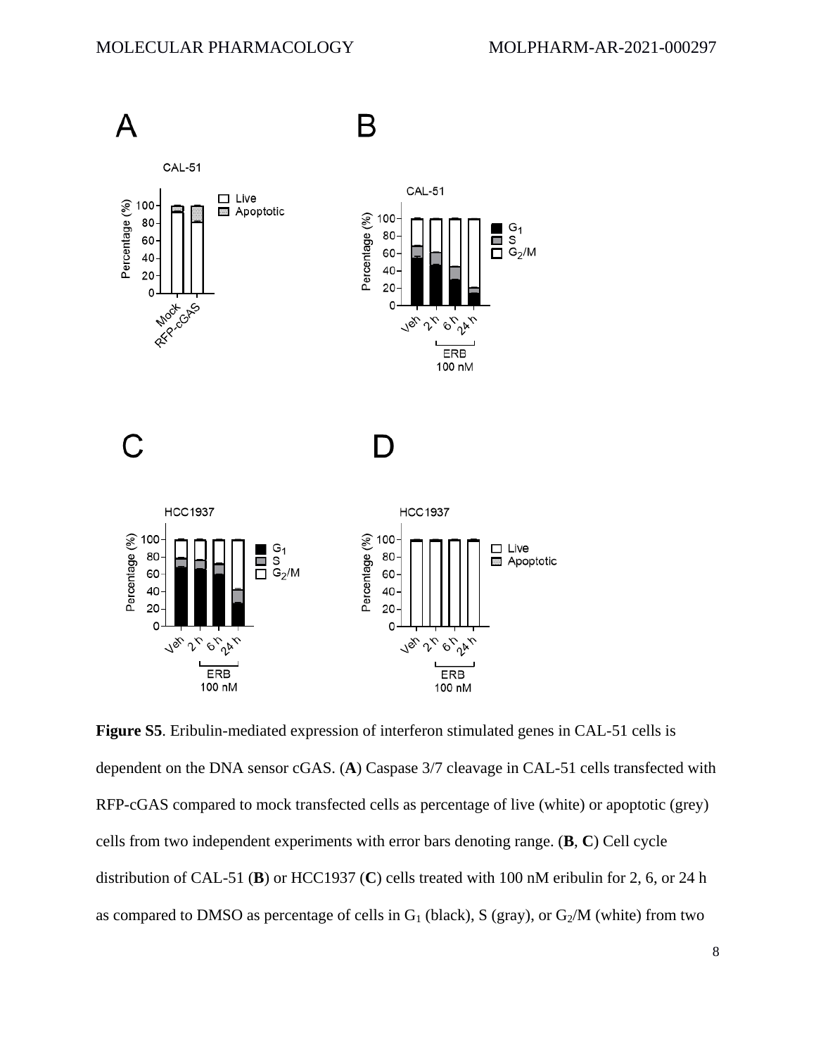**Figure S5**. Eribulin-mediated expression of interferon stimulated genes in CAL-51 cells is dependent on the DNA sensor cGAS. (**A**) Caspase 3/7 cleavage in CAL-51 cells transfected with RFP-cGAS compared to mock transfected cells as percentage of live (white) or apoptotic (grey) cells from two independent experiments with error bars denoting range. (**B**, **C**) Cell cycle distribution of CAL-51 (**B**) or HCC1937 (**C**) cells treated with 100 nM eribulin for 2, 6, or 24 h as compared to DMSO as percentage of cells in $G_1$ (black), S (gray), or $G_2$/M (white) from two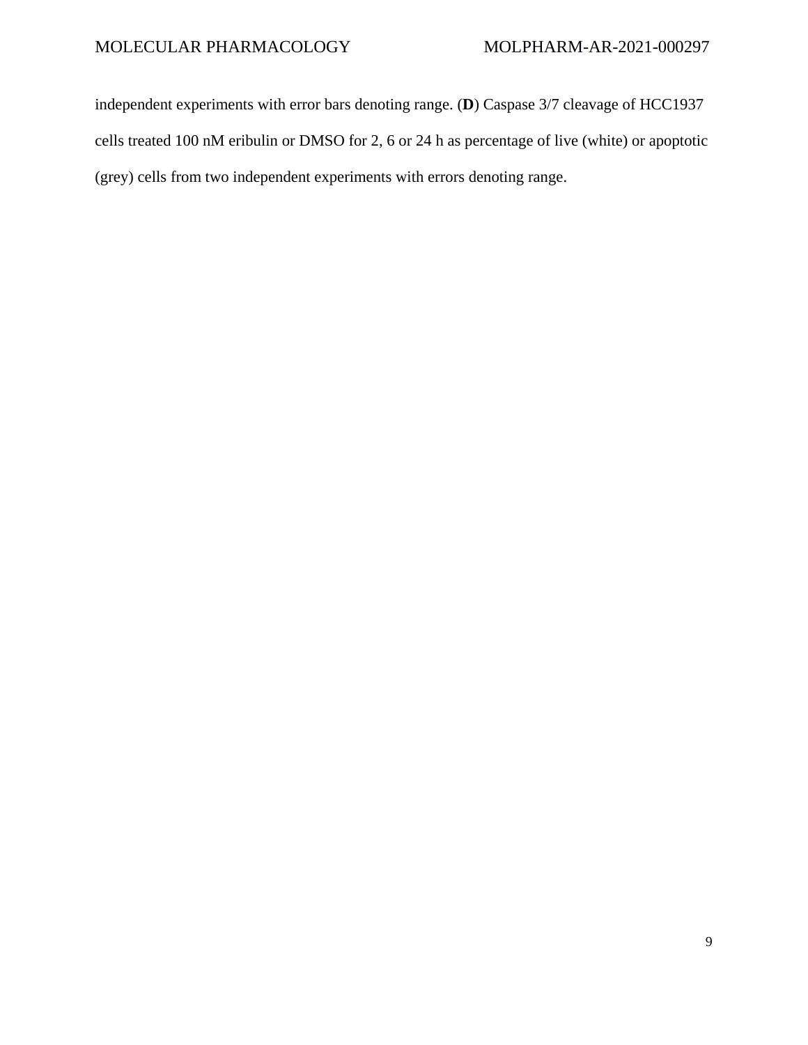independent experiments with error bars denoting range. (**D**) Caspase 3/7 cleavage of HCC1937 cells treated 100 nM eribulin or DMSO for 2, 6 or 24 h as percentage of live (white) or apoptotic (grey) cells from two independent experiments with errors denoting range.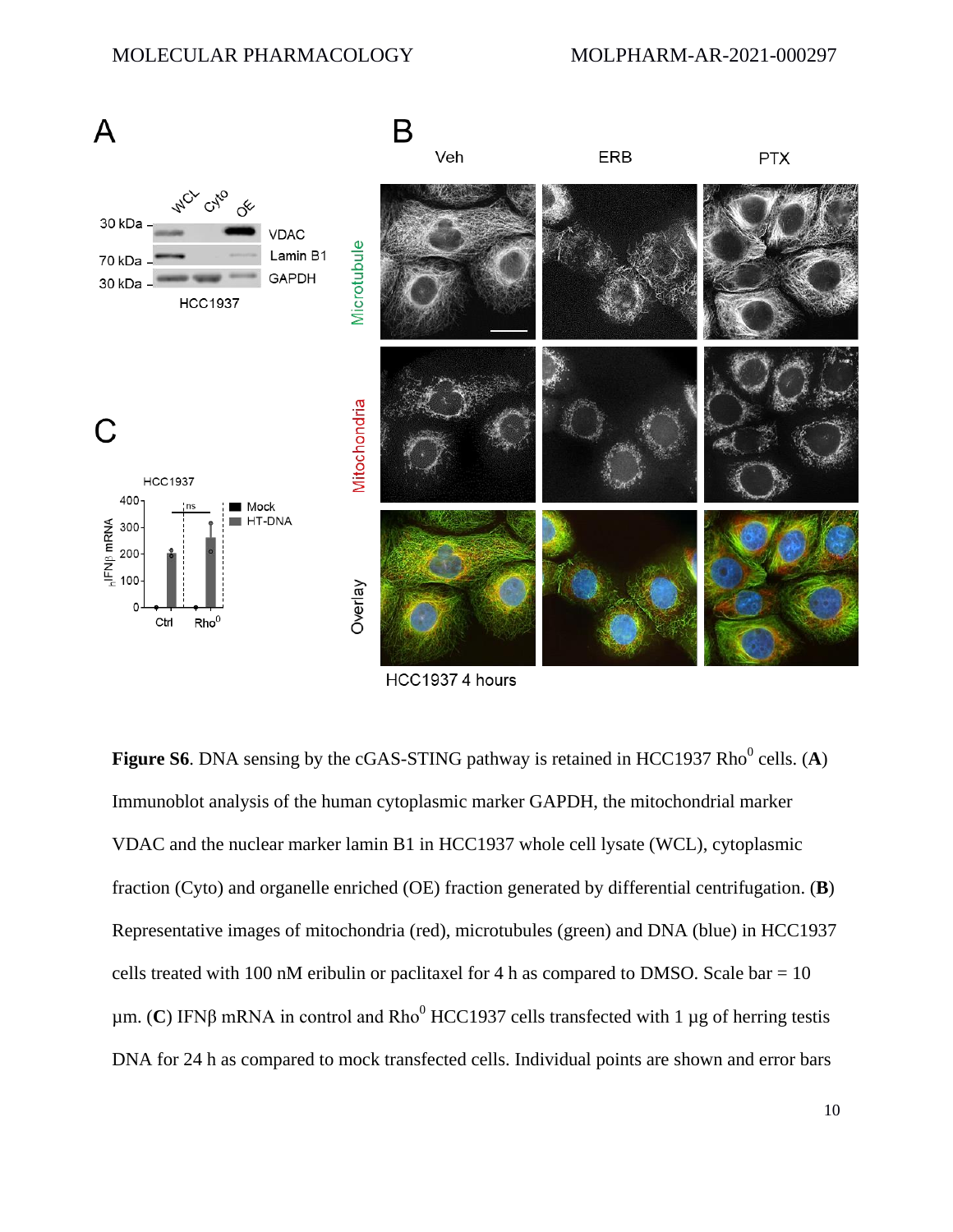**Figure S6**. DNA sensing by the cGAS-STING pathway is retained in HCC1937 Rho$^0$ cells. (**A**) Immunoblot analysis of the human cytoplasmic marker GAPDH, the mitochondrial marker VDAC and the nuclear marker lamin B1 in HCC1937 whole cell lysate (WCL), cytoplasmic fraction (Cyto) and organelle enriched (OE) fraction generated by differential centrifugation. (**B**) Representative images of mitochondria (red), microtubules (green) and DNA (blue) in HCC1937 cells treated with 100 nM eribulin or paclitaxel for 4 h as compared to DMSO. Scale bar = 10 µm. (**C**) IFNβ mRNA in control and Rho$^0$ HCC1937 cells transfected with 1 µg of herring testis DNA for 24 h as compared to mock transfected cells. Individual points are shown and error bars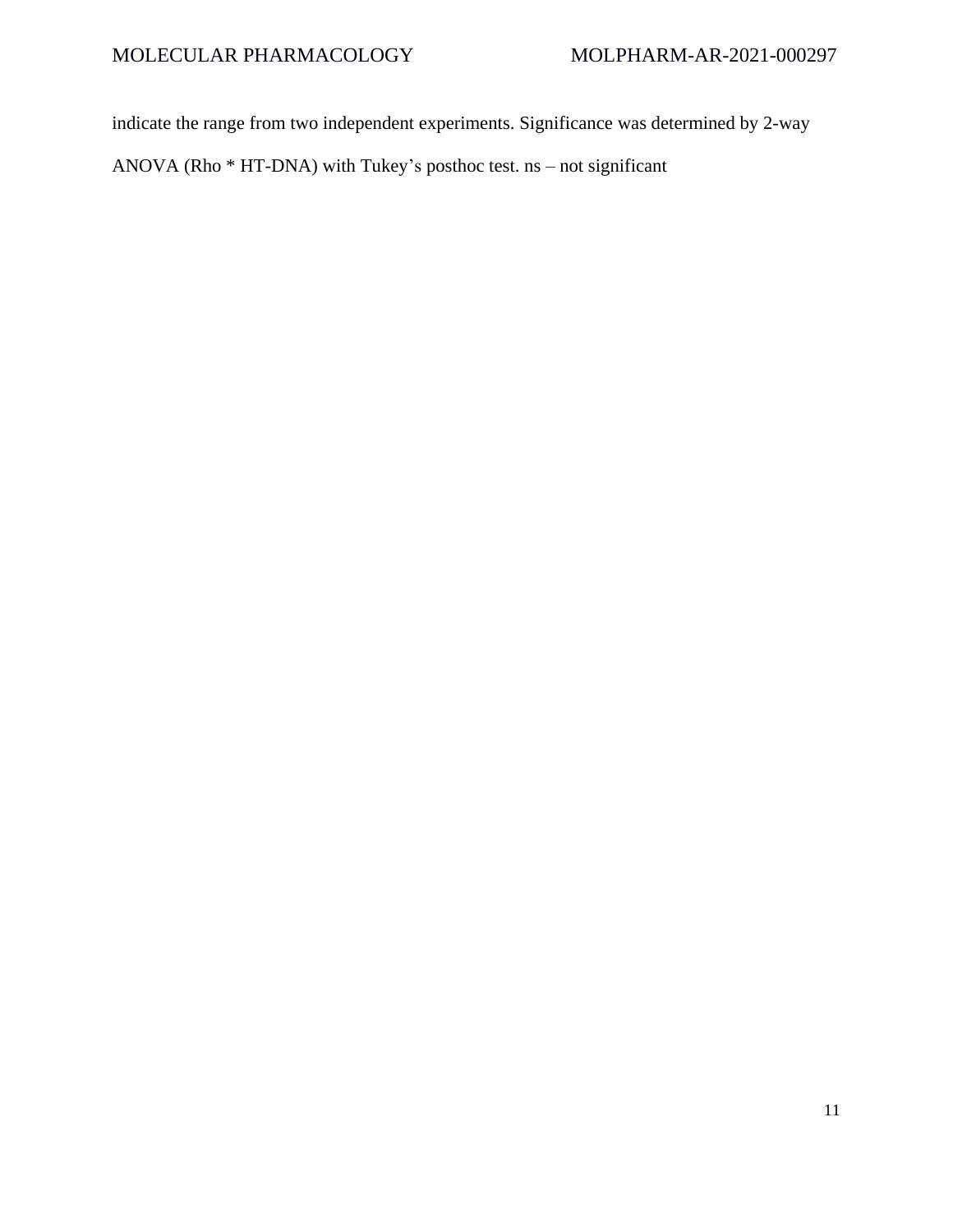indicate the range from two independent experiments. Significance was determined by 2-way ANOVA (Rho * HT-DNA) with Tukey's posthoc test. ns – not significant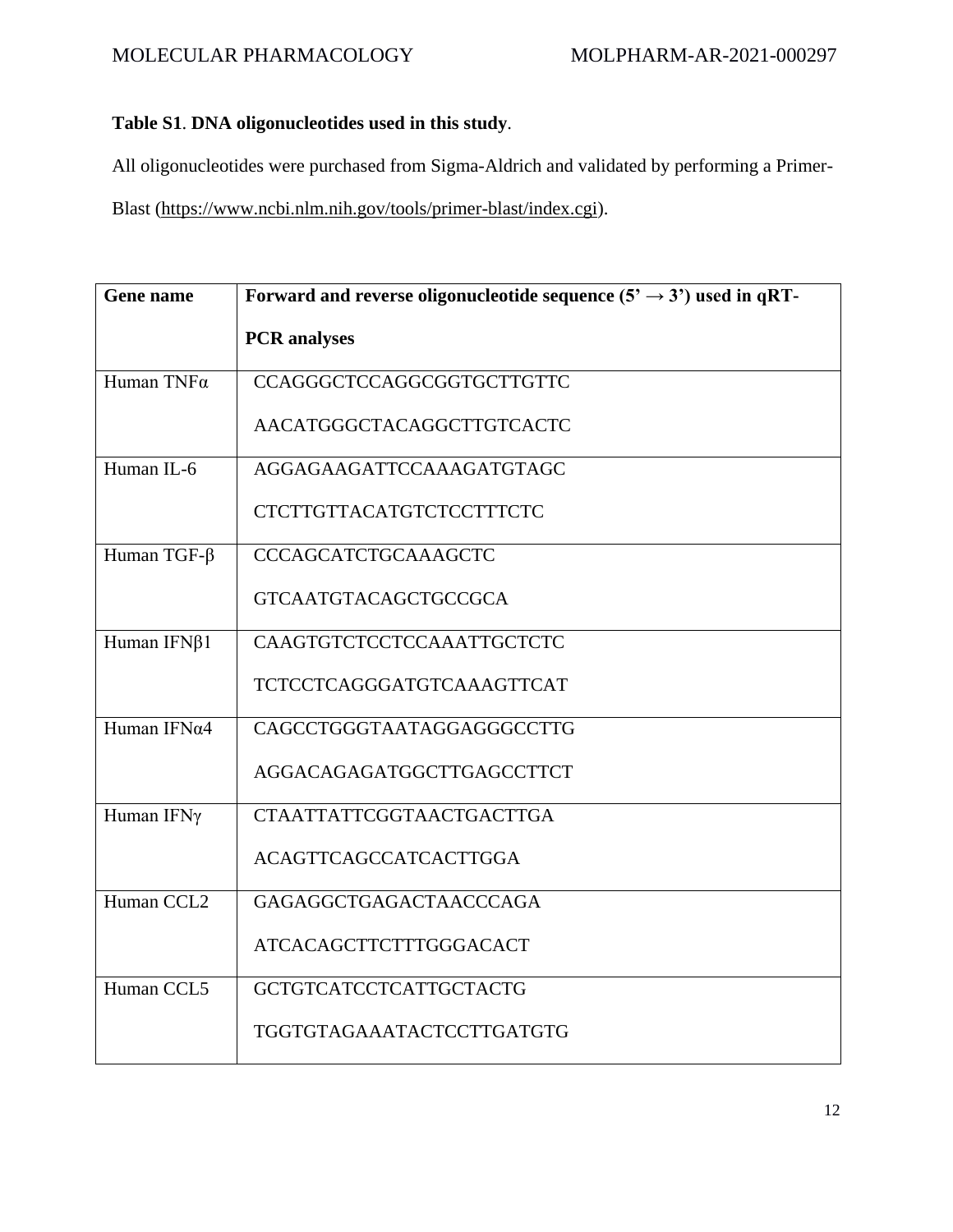**Table S1**. **DNA oligonucleotides used in this study**.

All oligonucleotides were purchased from Sigma-Aldrich and validated by performing a Primer-Blast (https://www.ncbi.nlm.nih.gov/tools/primer-blast/index.cgi).

| Gene name | Forward and reverse oligonucleotide sequence (5' → 3') used in qRT-PCR analyses |
|---|---|
| Human TNFα | CCAGGGCTCCAGGCGGTGCTTGTTC<br>AACATGGGCTACAGGCTTGTCACTC |
| Human IL-6 | AGGAGAAGATTCCAAAGATGTAGC<br>CTCTTGTTACATGTCTCCTTTCTC |
| Human TGF-β | CCCAGCATCTGCAAAGCTC<br>GTCAATGTACAGCTGCCGCA |
| Human IFNβ1 | CAAGTGTCTCCTCCAAATTGCTCTC<br>TCTCCTCAGGGATGTCAAAGTTCAT |
| Human IFNα4 | CAGCCTGGGTAATAGGAGGGCCTTG<br>AGGACAGAGATGGCTTGAGCCTTCT |
| Human IFNγ | CTAATTATTCGGTAACTGACTTGA<br>ACAGTTCAGCCATCACTTGGA |
| Human CCL2 | GAGAGGCTGAGACTAACCCAGA<br>ATCACAGCTTCTTTGGGACACT |
| Human CCL5 | GCTGTCATCCTCATTGCTACTG<br>TGGTGTAGAAATACTCCTTGATGTG |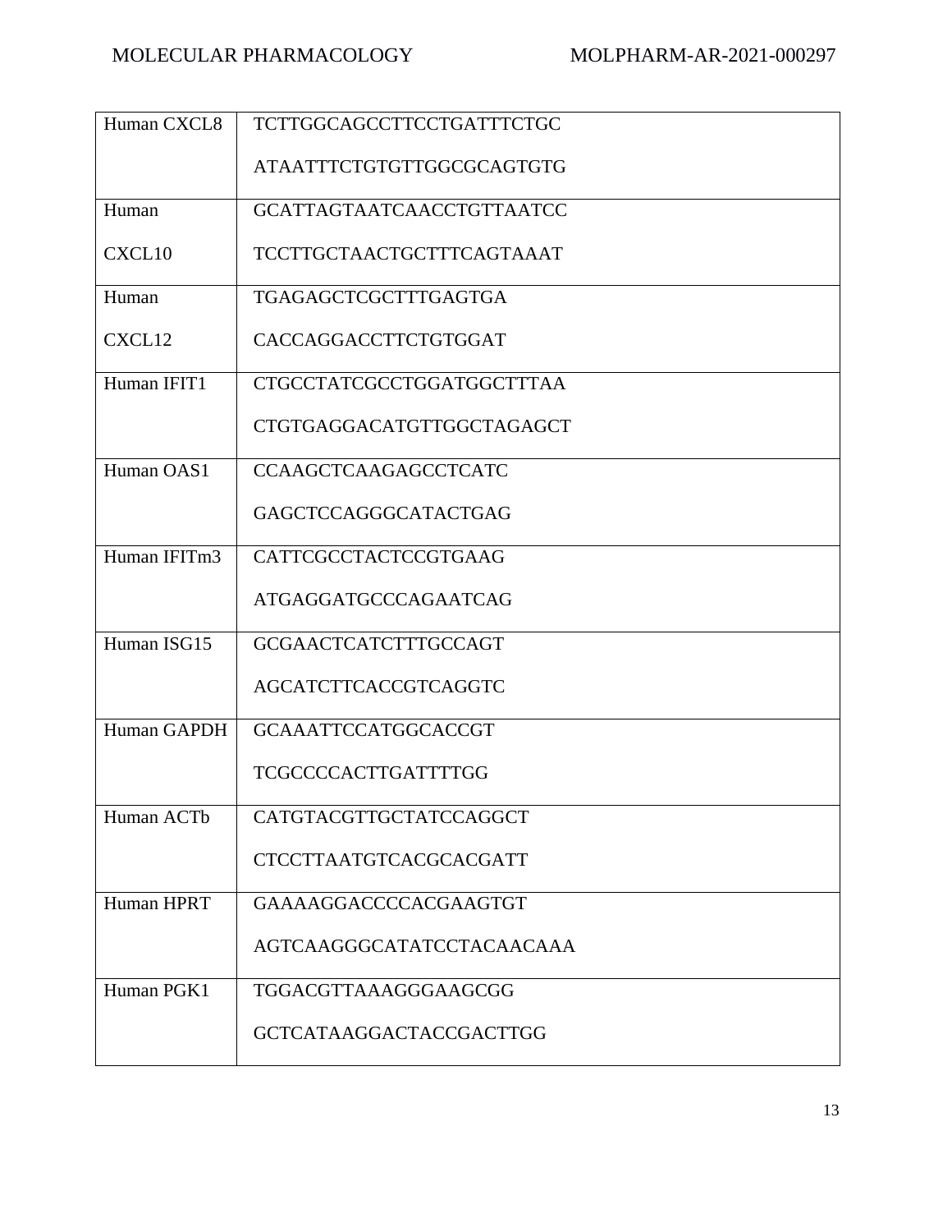| Human CXCL8 | TCTTGGCAGCCTTCCTGATTTCTGC<br>ATAATTTCTGTGTTGGCGCAGTGTG |
|---|---|
| Human CXCL10 | GCATTAGTAATCAACCTGTTAATCC<br>TCCTTGCTAACTGCTTTCAGTAAAT |
| Human CXCL12 | TGAGAGCTCGCTTTGAGTGA<br>CACCAGGACCTTCTGTGGAT |
| Human IFIT1 | CTGCCTATCGCCTGGATGGCTTTAA<br>CTGTGAGGACATGTTGGCTAGAGCT |
| Human OAS1 | CCAAGCTCAAGAGCCTCATC<br>GAGCTCCAGGGCATACTGAG |
| Human IFITm3 | CATTCGCCTACTCCGTGAAG<br>ATGAGGATGCCCAGAATCAG |
| Human ISG15 | GCGAACTCATCTTTGCCAGT<br>AGCATCTTCACCGTCAGGTC |
| Human GAPDH | GCAAATTCCATGGCACCGT<br>TCGCCCCACTTGATTTTGG |
| Human ACTb | CATGTACGTTGCTATCCAGGCT<br>CTCCTTAATGTCACGCACGATT |
| Human HPRT | GAAAAGGACCCCACGAAGTGT<br>AGTCAAGGGCATATCCTACAACAAA |
| Human PGK1 | TGGACGTTAAAGGGAAGCGG<br>GCTCATAAGGACTACCGACTTGG |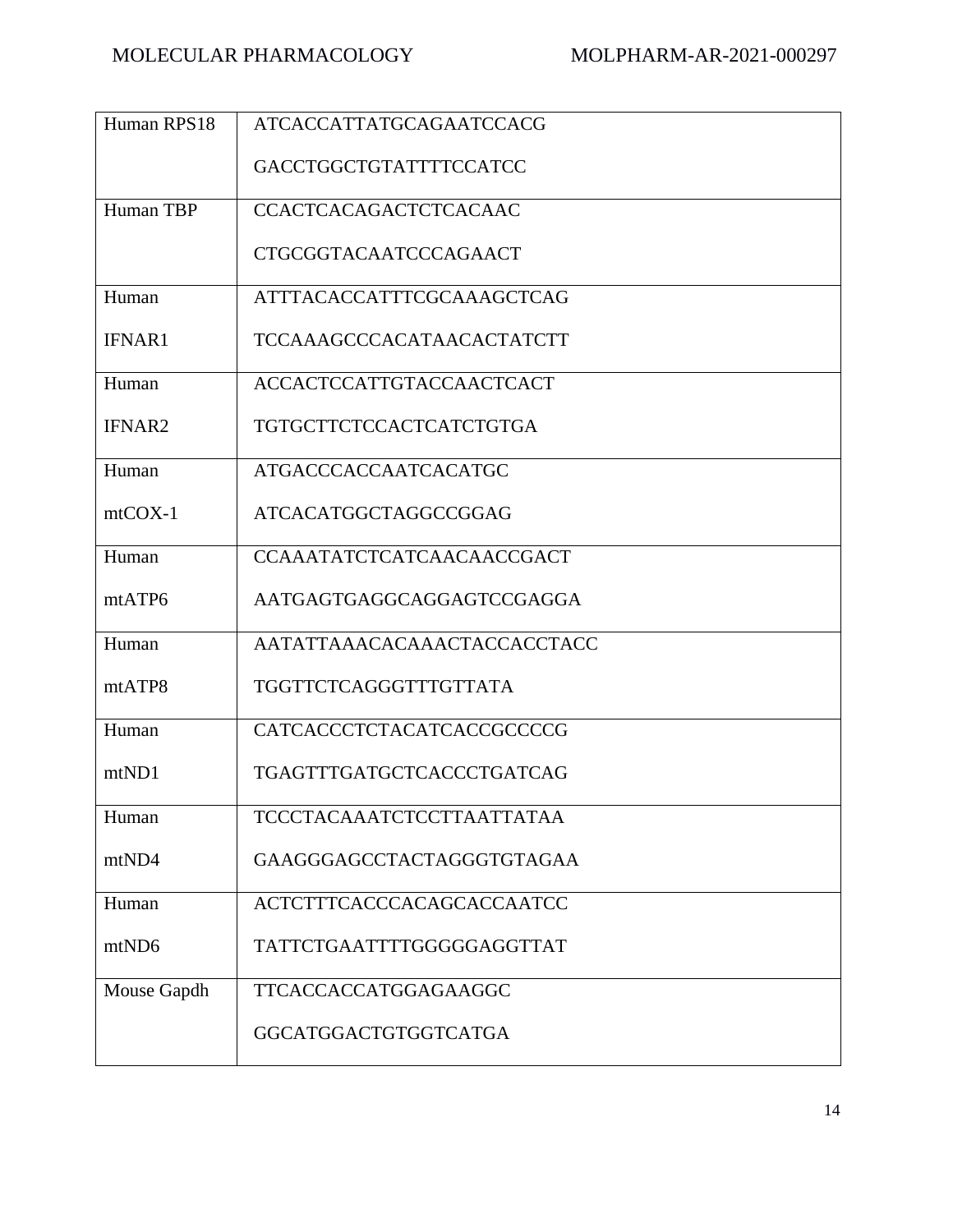| Human RPS18 | ATCACCATTATGCAGAATCCACG<br>GACCTGGCTGTATTTTCCATCC |
|---|---|
| Human TBP | CCACTCACAGACTCTCACAAC<br>CTGCGGTACAATCCCAGAACT |
| Human IFNAR1 | ATTTACACCATTTCGCAAAGCTCAG<br>TCCAAAGCCCACATAACACTATCTT |
| Human IFNAR2 | ACCACTCCATTGTACCAACTCACT<br>TGTGCTTCTCCACTCATCTGTGA |
| Human mtCOX-1 | ATGACCCACCAATCACATGC<br>ATCACATGGCTAGGCCGGAG |
| Human mtATP6 | CCAAATATCTCATCAACAACCGACT<br>AATGAGTGAGGCAGGAGTCCGAGGA |
| Human mtATP8 | AATATTAAACACAAACTACCACCTACC<br>TGGTTCTCAGGGTTTGTTATA |
| Human mtND1 | CATCACCCTCTACATCACCGCCCCG<br>TGAGTTTGATGCTCACCCTGATCAG |
| Human mtND4 | TCCCTACAAATCTCCTTAATTATAA<br>GAAGGGAGCCTACTAGGGTGTAGAA |
| Human mtND6 | ACTCTTTCACCCACAGCACCAATCC<br>TATTCTGAATTTTGGGGGAGGTTAT |
| Mouse Gapdh | TTCACCACCATGGAGAAGGC<br>GGCATGGACTGTGGTCATGA |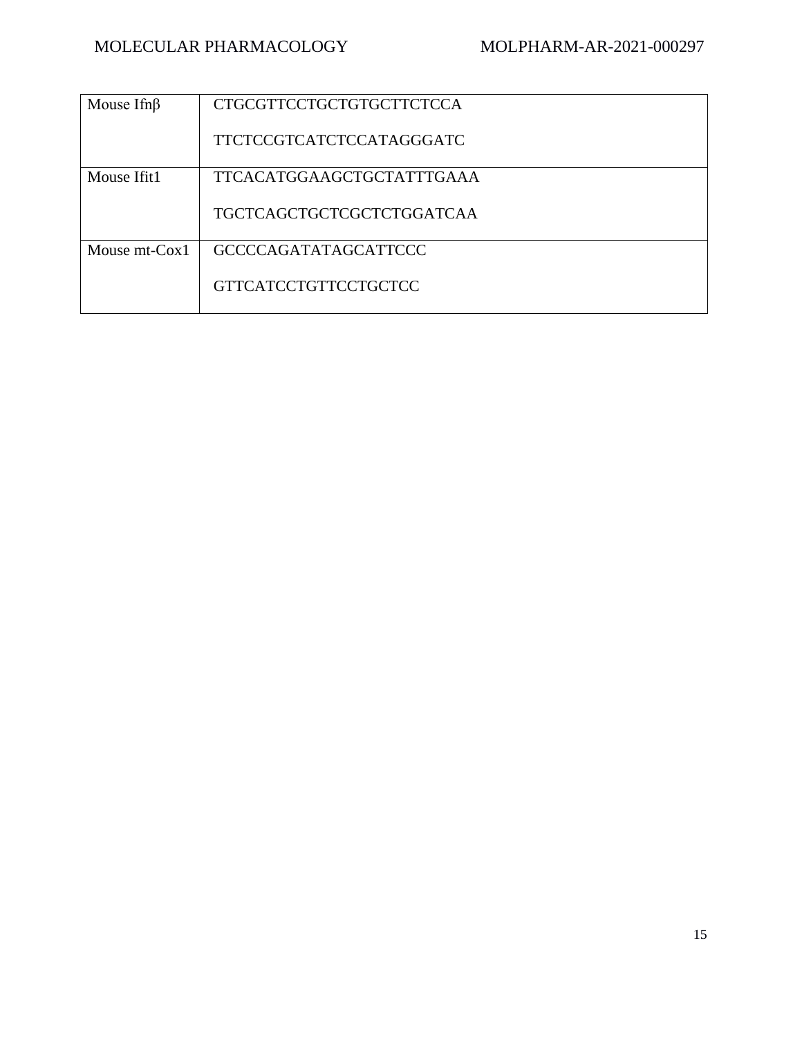| | |
|---|---|
| Mouse Ifnβ | CTGCGTTCCTGCTGTGCTTCTCCA<br><br>TTCTCCGTCATCTCCATAGGGATC |
| Mouse Ifit1 | TTCACATGGAAGCTGCTATTTGAAA<br><br>TGCTCAGCTGCTCGCTCTGGATCAA |
| Mouse mt-Cox1 | GCCCCAGATATAGCATTCCC<br><br>GTTCATCCTGTTCCTGCTCC |